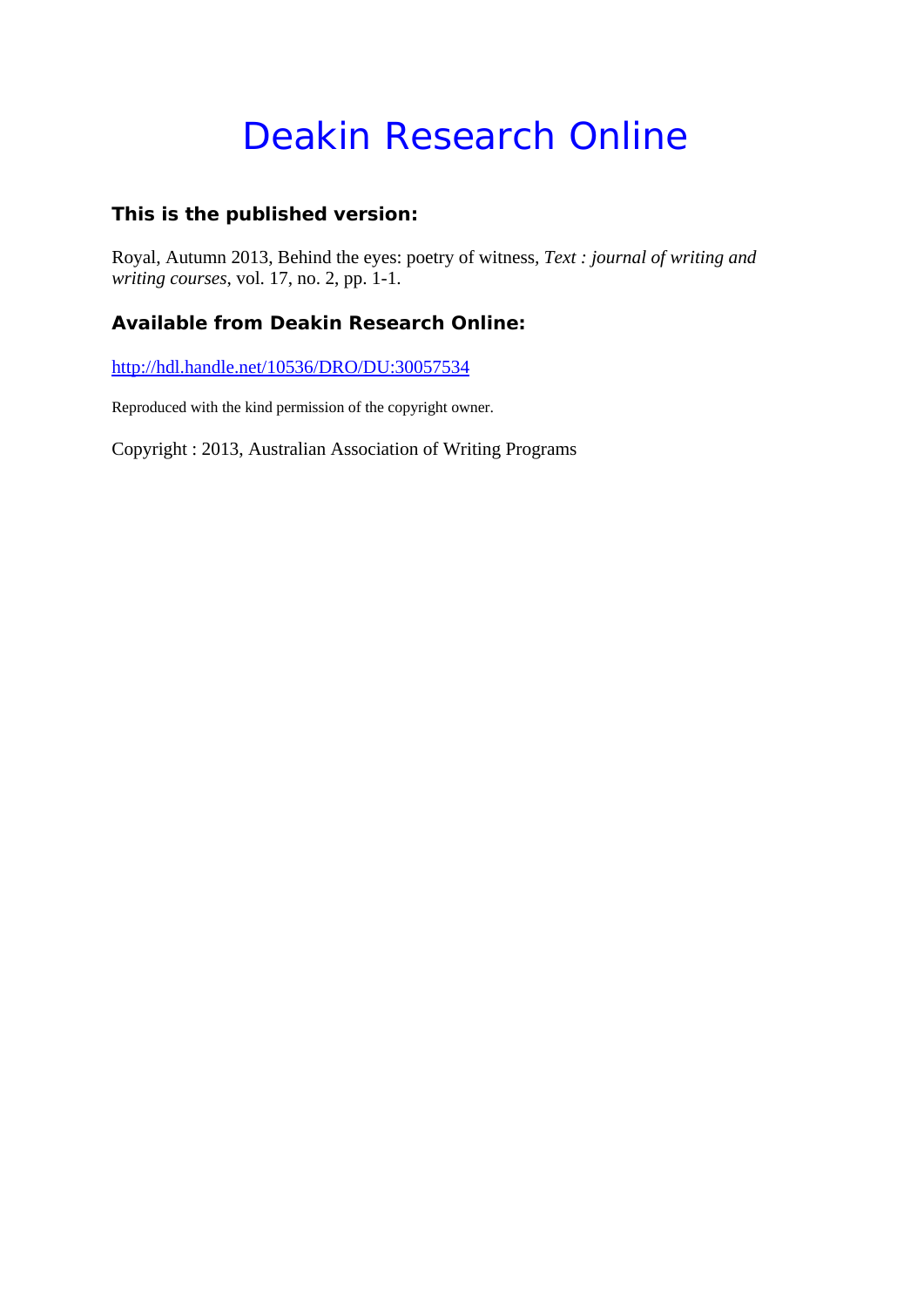# Deakin Research Online

### This is the published version:

Royal, Autumn 2013, Behind the eyes: poetry of witness, *Text : journal of writing and writing courses*, vol. 17, no. 2, pp. 1-1.

### Available from Deakin Research Online:

http://hdl.handle.net/10536/DRO/DU:30057534

Reproduced with the kind permission of the copyright owner.

Copyright : 2013, Australian Association of Writing Programs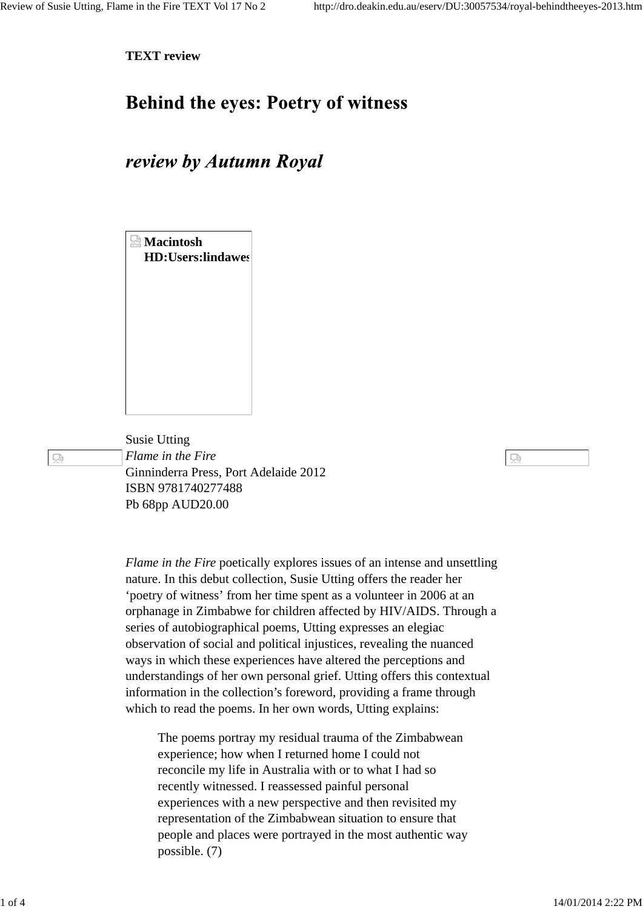**TEXT review**

# Behind the eyes: Poetry of witness

## *review by Autumn Royal*

Macintosh HD:Users:lindawes

Susie Utting
*Flame in the Fire*
Ginninderra Press, Port Adelaide 2012
ISBN 9781740277488
Pb 68pp AUD20.00

*Flame in the Fire* poetically explores issues of an intense and unsettling nature. In this debut collection, Susie Utting offers the reader her 'poetry of witness' from her time spent as a volunteer in 2006 at an orphanage in Zimbabwe for children affected by HIV/AIDS. Through a series of autobiographical poems, Utting expresses an elegiac observation of social and political injustices, revealing the nuanced ways in which these experiences have altered the perceptions and understandings of her own personal grief. Utting offers this contextual information in the collection's foreword, providing a frame through which to read the poems. In her own words, Utting explains:

> The poems portray my residual trauma of the Zimbabwean experience; how when I returned home I could not reconcile my life in Australia with or to what I had so recently witnessed. I reassessed painful personal experiences with a new perspective and then revisited my representation of the Zimbabwean situation to ensure that people and places were portrayed in the most authentic way possible. (7)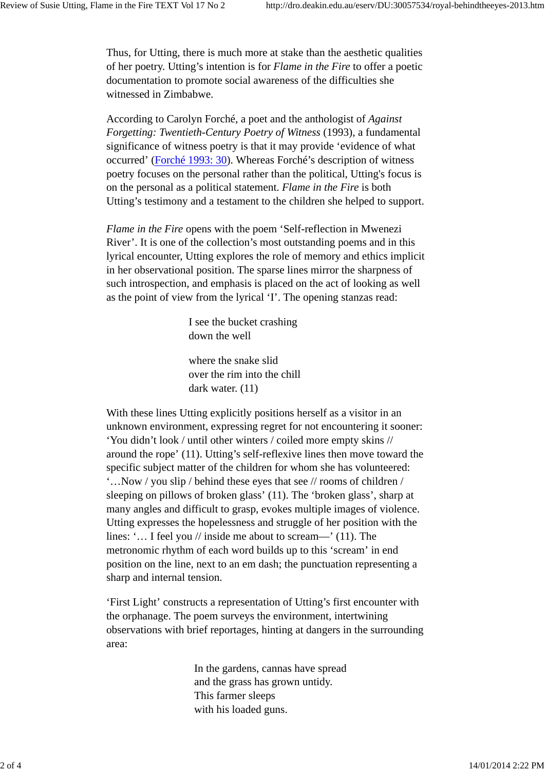Thus, for Utting, there is much more at stake than the aesthetic qualities of her poetry. Utting's intention is for *Flame in the Fire* to offer a poetic documentation to promote social awareness of the difficulties she witnessed in Zimbabwe.

According to Carolyn Forché, a poet and the anthologist of *Against Forgetting: Twentieth-Century Poetry of Witness* (1993), a fundamental significance of witness poetry is that it may provide 'evidence of what occurred' (Forché 1993: 30). Whereas Forché's description of witness poetry focuses on the personal rather than the political, Utting's focus is on the personal as a political statement. *Flame in the Fire* is both Utting's testimony and a testament to the children she helped to support.

*Flame in the Fire* opens with the poem 'Self-reflection in Mwenezi River'. It is one of the collection's most outstanding poems and in this lyrical encounter, Utting explores the role of memory and ethics implicit in her observational position. The sparse lines mirror the sharpness of such introspection, and emphasis is placed on the act of looking as well as the point of view from the lyrical 'I'. The opening stanzas read:

> I see the bucket crashing
> down the well
>
> where the snake slid
> over the rim into the chill
> dark water. (11)

With these lines Utting explicitly positions herself as a visitor in an unknown environment, expressing regret for not encountering it sooner: 'You didn't look / until other winters / coiled more empty skins // around the rope' (11). Utting's self-reflexive lines then move toward the specific subject matter of the children for whom she has volunteered: '…Now / you slip / behind these eyes that see // rooms of children / sleeping on pillows of broken glass' (11). The 'broken glass', sharp at many angles and difficult to grasp, evokes multiple images of violence. Utting expresses the hopelessness and struggle of her position with the lines: '… I feel you // inside me about to scream—' (11). The metronomic rhythm of each word builds up to this 'scream' in end position on the line, next to an em dash; the punctuation representing a sharp and internal tension.

'First Light' constructs a representation of Utting's first encounter with the orphanage. The poem surveys the environment, intertwining observations with brief reportages, hinting at dangers in the surrounding area:

> In the gardens, cannas have spread
> and the grass has grown untidy.
> This farmer sleeps
> with his loaded guns.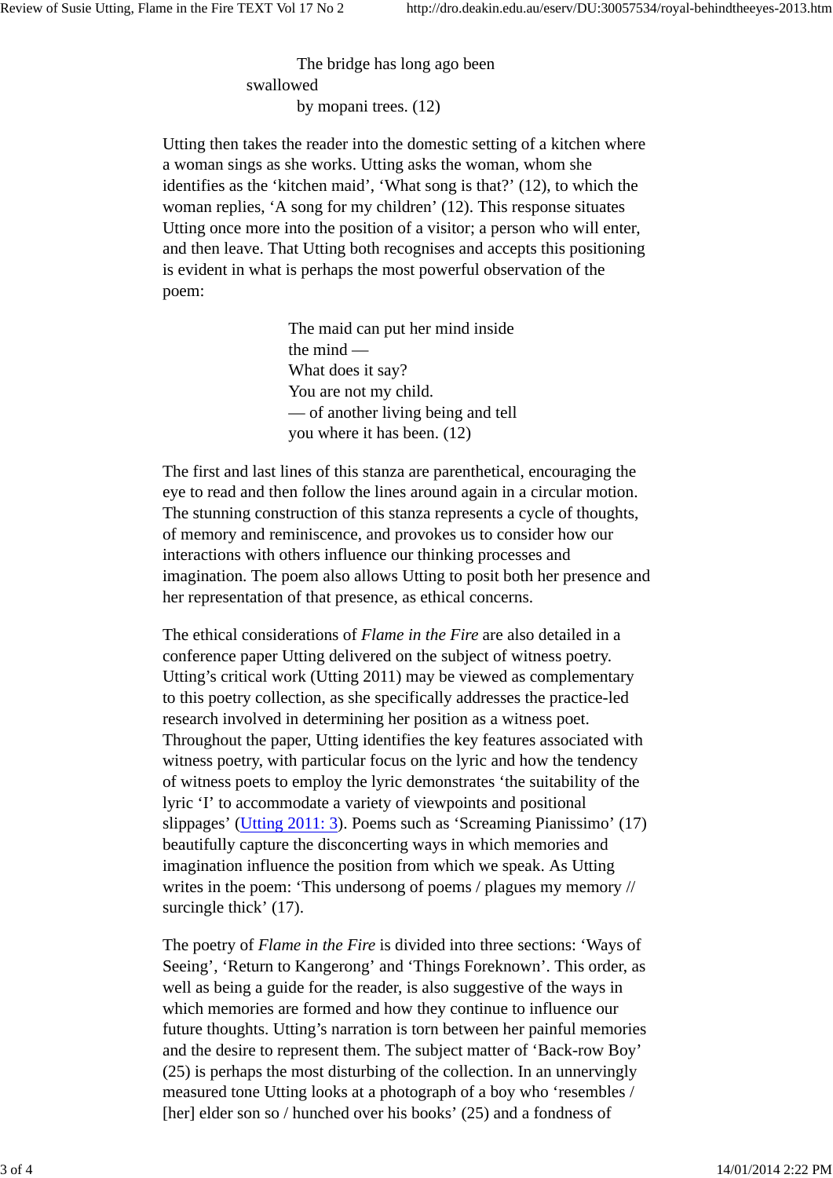> The bridge has long ago been
> swallowed
> by mopani trees. (12)

Utting then takes the reader into the domestic setting of a kitchen where a woman sings as she works. Utting asks the woman, whom she identifies as the 'kitchen maid', 'What song is that?' (12), to which the woman replies, 'A song for my children' (12). This response situates Utting once more into the position of a visitor; a person who will enter, and then leave. That Utting both recognises and accepts this positioning is evident in what is perhaps the most powerful observation of the poem:

> The maid can put her mind inside
> the mind —
> What does it say?
> You are not my child.
> — of another living being and tell
> you where it has been. (12)

The first and last lines of this stanza are parenthetical, encouraging the eye to read and then follow the lines around again in a circular motion. The stunning construction of this stanza represents a cycle of thoughts, of memory and reminiscence, and provokes us to consider how our interactions with others influence our thinking processes and imagination. The poem also allows Utting to posit both her presence and her representation of that presence, as ethical concerns.

The ethical considerations of *Flame in the Fire* are also detailed in a conference paper Utting delivered on the subject of witness poetry. Utting's critical work (Utting 2011) may be viewed as complementary to this poetry collection, as she specifically addresses the practice-led research involved in determining her position as a witness poet. Throughout the paper, Utting identifies the key features associated with witness poetry, with particular focus on the lyric and how the tendency of witness poets to employ the lyric demonstrates 'the suitability of the lyric 'I' to accommodate a variety of viewpoints and positional slippages' (Utting 2011: 3). Poems such as 'Screaming Pianissimo' (17) beautifully capture the disconcerting ways in which memories and imagination influence the position from which we speak. As Utting writes in the poem: 'This undersong of poems / plagues my memory // surcingle thick' (17).

The poetry of *Flame in the Fire* is divided into three sections: 'Ways of Seeing', 'Return to Kangerong' and 'Things Foreknown'. This order, as well as being a guide for the reader, is also suggestive of the ways in which memories are formed and how they continue to influence our future thoughts. Utting's narration is torn between her painful memories and the desire to represent them. The subject matter of 'Back-row Boy' (25) is perhaps the most disturbing of the collection. In an unnervingly measured tone Utting looks at a photograph of a boy who 'resembles / [her] elder son so / hunched over his books' (25) and a fondness of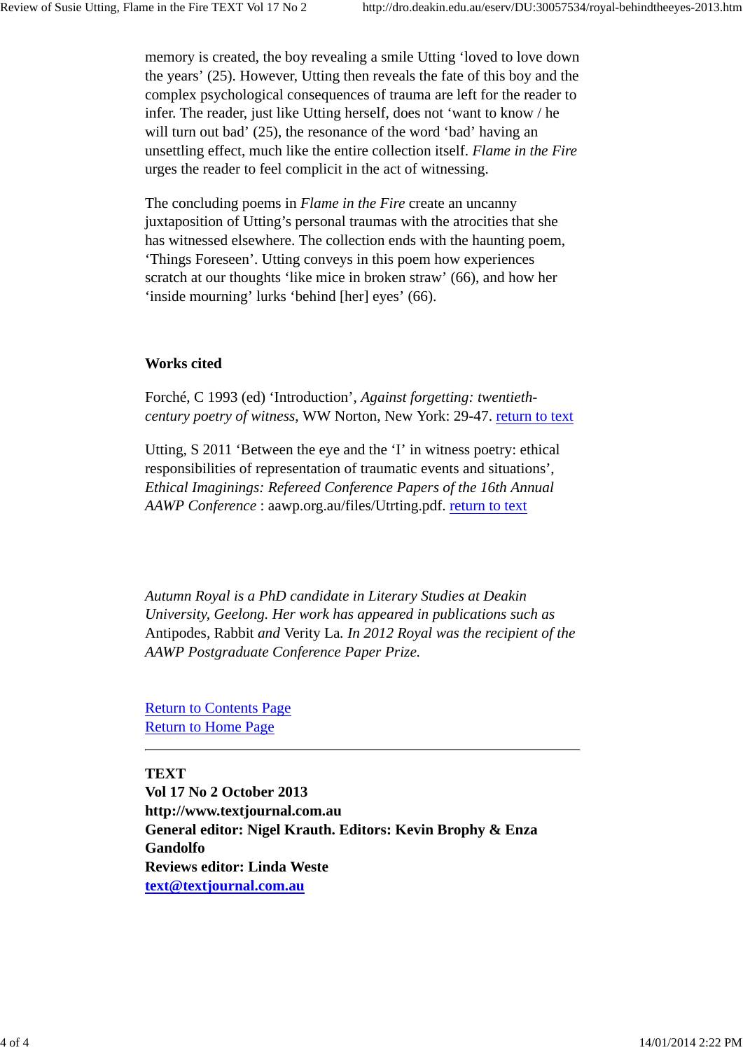memory is created, the boy revealing a smile Utting 'loved to love down the years' (25). However, Utting then reveals the fate of this boy and the complex psychological consequences of trauma are left for the reader to infer. The reader, just like Utting herself, does not 'want to know / he will turn out bad' (25), the resonance of the word 'bad' having an unsettling effect, much like the entire collection itself. *Flame in the Fire* urges the reader to feel complicit in the act of witnessing.

The concluding poems in *Flame in the Fire* create an uncanny juxtaposition of Utting's personal traumas with the atrocities that she has witnessed elsewhere. The collection ends with the haunting poem, 'Things Foreseen'. Utting conveys in this poem how experiences scratch at our thoughts 'like mice in broken straw' (66), and how her 'inside mourning' lurks 'behind [her] eyes' (66).

**Works cited**

Forché, C 1993 (ed) 'Introduction', *Against forgetting: twentieth-century poetry of witness*, WW Norton, New York: 29-47. return to text

Utting, S 2011 'Between the eye and the 'I' in witness poetry: ethical responsibilities of representation of traumatic events and situations', *Ethical Imaginings: Refereed Conference Papers of the 16th Annual AAWP Conference* : aawp.org.au/files/Utrting.pdf. return to text

*Autumn Royal is a PhD candidate in Literary Studies at Deakin University, Geelong. Her work has appeared in publications such as* Antipodes, Rabbit *and* Verity La*. In 2012 Royal was the recipient of the AAWP Postgraduate Conference Paper Prize.*

Return to Contents Page
Return to Home Page

---

**TEXT**
**Vol 17 No 2 October 2013**
**http://www.textjournal.com.au**
**General editor: Nigel Krauth. Editors: Kevin Brophy & Enza Gandolfo**
**Reviews editor: Linda Weste**
**text@textjournal.com.au**